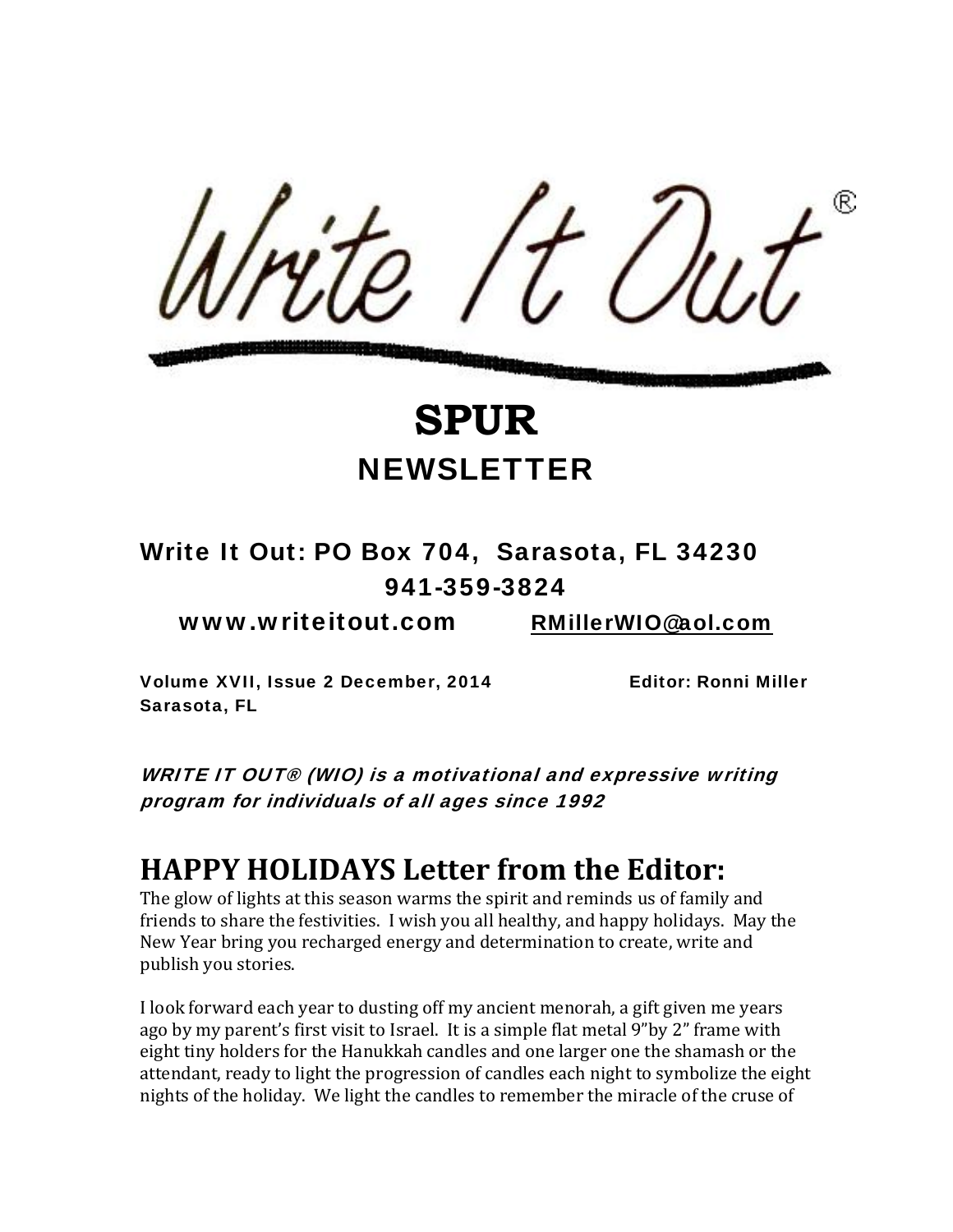# Write It Out®

# SPUR

## NEWSLETTER

**Write It Out: PO Box 704, Sarasota, FL 34230**

**941-359-3824**

**www.writeitout.com** **RMillerWIO@aol.com**

**Volume XVII, Issue 2 December, 2014** **Editor: Ronni Miller**
**Sarasota, FL**

***WRITE IT OUT® (WIO) is a motivational and expressive writing program for individuals of all ages since 1992***

## HAPPY HOLIDAYS Letter from the Editor:

The glow of lights at this season warms the spirit and reminds us of family and friends to share the festivities. I wish you all healthy, and happy holidays. May the New Year bring you recharged energy and determination to create, write and publish you stories.

I look forward each year to dusting off my ancient menorah, a gift given me years ago by my parent's first visit to Israel. It is a simple flat metal 9"by 2" frame with eight tiny holders for the Hanukkah candles and one larger one the shamash or the attendant, ready to light the progression of candles each night to symbolize the eight nights of the holiday. We light the candles to remember the miracle of the cruse of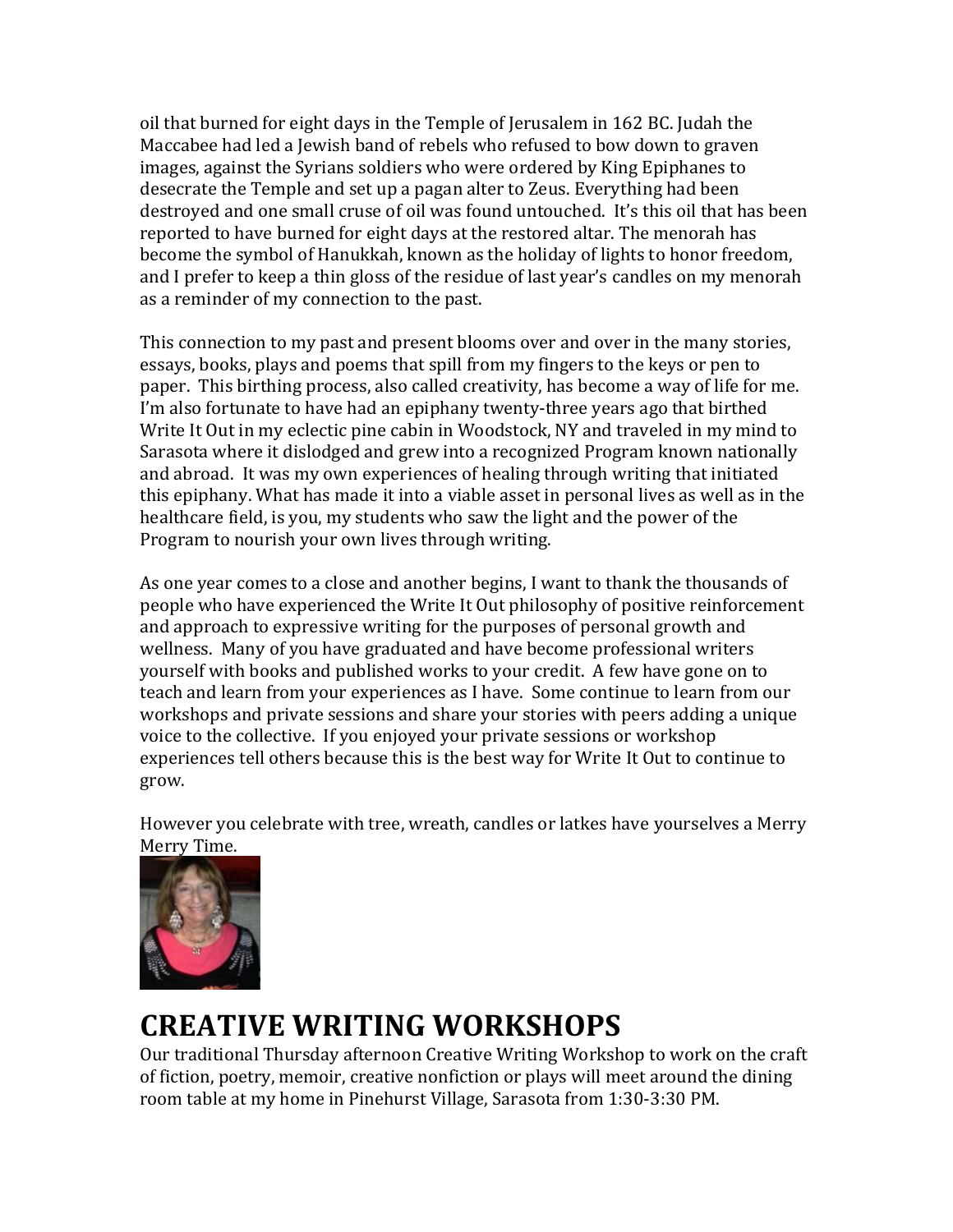oil that burned for eight days in the Temple of Jerusalem in 162 BC. Judah the Maccabee had led a Jewish band of rebels who refused to bow down to graven images, against the Syrians soldiers who were ordered by King Epiphanes to desecrate the Temple and set up a pagan alter to Zeus. Everything had been destroyed and one small cruse of oil was found untouched. It's this oil that has been reported to have burned for eight days at the restored altar. The menorah has become the symbol of Hanukkah, known as the holiday of lights to honor freedom, and I prefer to keep a thin gloss of the residue of last year's candles on my menorah as a reminder of my connection to the past.

This connection to my past and present blooms over and over in the many stories, essays, books, plays and poems that spill from my fingers to the keys or pen to paper. This birthing process, also called creativity, has become a way of life for me. I'm also fortunate to have had an epiphany twenty-three years ago that birthed Write It Out in my eclectic pine cabin in Woodstock, NY and traveled in my mind to Sarasota where it dislodged and grew into a recognized Program known nationally and abroad. It was my own experiences of healing through writing that initiated this epiphany. What has made it into a viable asset in personal lives as well as in the healthcare field, is you, my students who saw the light and the power of the Program to nourish your own lives through writing.

As one year comes to a close and another begins, I want to thank the thousands of people who have experienced the Write It Out philosophy of positive reinforcement and approach to expressive writing for the purposes of personal growth and wellness. Many of you have graduated and have become professional writers yourself with books and published works to your credit. A few have gone on to teach and learn from your experiences as I have. Some continue to learn from our workshops and private sessions and share your stories with peers adding a unique voice to the collective. If you enjoyed your private sessions or workshop experiences tell others because this is the best way for Write It Out to continue to grow.

However you celebrate with tree, wreath, candles or latkes have yourselves a Merry Merry Time.

# CREATIVE WRITING WORKSHOPS

Our traditional Thursday afternoon Creative Writing Workshop to work on the craft of fiction, poetry, memoir, creative nonfiction or plays will meet around the dining room table at my home in Pinehurst Village, Sarasota from 1:30-3:30 PM.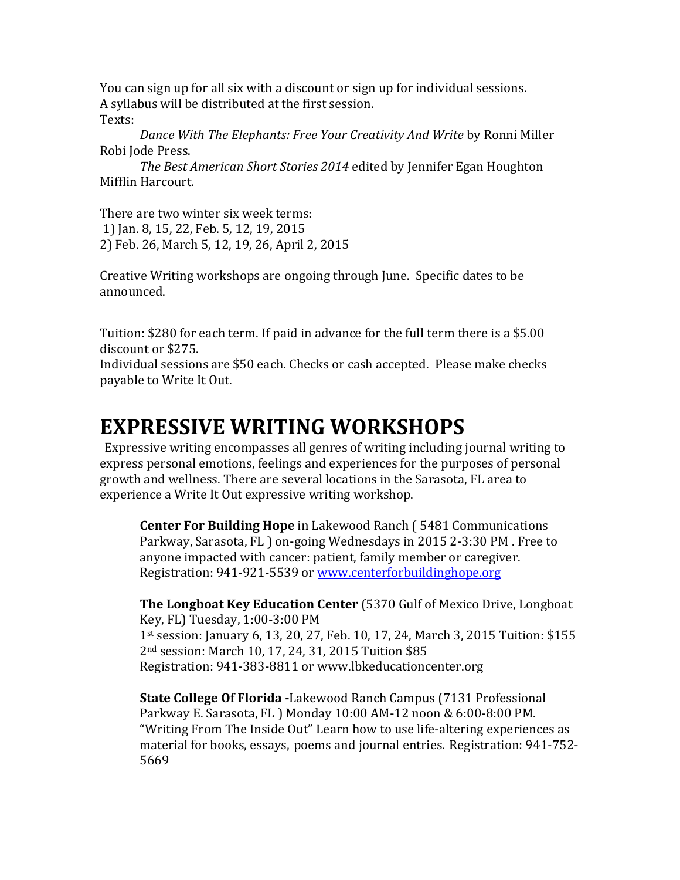You can sign up for all six with a discount or sign up for individual sessions.
A syllabus will be distributed at the first session.
Texts:

*Dance With The Elephants: Free Your Creativity And Write* by Ronni Miller Robi Jode Press.

*The Best American Short Stories 2014* edited by Jennifer Egan Houghton Mifflin Harcourt.

There are two winter six week terms:
1) Jan. 8, 15, 22, Feb. 5, 12, 19, 2015
2) Feb. 26, March 5, 12, 19, 26, April 2, 2015

Creative Writing workshops are ongoing through June. Specific dates to be announced.

Tuition: $280 for each term. If paid in advance for the full term there is a $5.00 discount or $275.
Individual sessions are $50 each. Checks or cash accepted. Please make checks payable to Write It Out.

# EXPRESSIVE WRITING WORKSHOPS

Expressive writing encompasses all genres of writing including journal writing to express personal emotions, feelings and experiences for the purposes of personal growth and wellness. There are several locations in the Sarasota, FL area to experience a Write It Out expressive writing workshop.

**Center For Building Hope** in Lakewood Ranch ( 5481 Communications Parkway, Sarasota, FL ) on-going Wednesdays in 2015 2-3:30 PM . Free to anyone impacted with cancer: patient, family member or caregiver. Registration: 941-921-5539 or www.centerforbuildinghope.org

**The Longboat Key Education Center** (5370 Gulf of Mexico Drive, Longboat Key, FL) Tuesday, 1:00-3:00 PM
1st session: January 6, 13, 20, 27, Feb. 10, 17, 24, March 3, 2015 Tuition: $155
2nd session: March 10, 17, 24, 31, 2015 Tuition $85
Registration: 941-383-8811 or www.lbkeducationcenter.org

**State College Of Florida -**Lakewood Ranch Campus (7131 Professional Parkway E. Sarasota, FL ) Monday 10:00 AM-12 noon & 6:00-8:00 PM. "Writing From The Inside Out" Learn how to use life-altering experiences as material for books, essays, poems and journal entries. Registration: 941-752-5669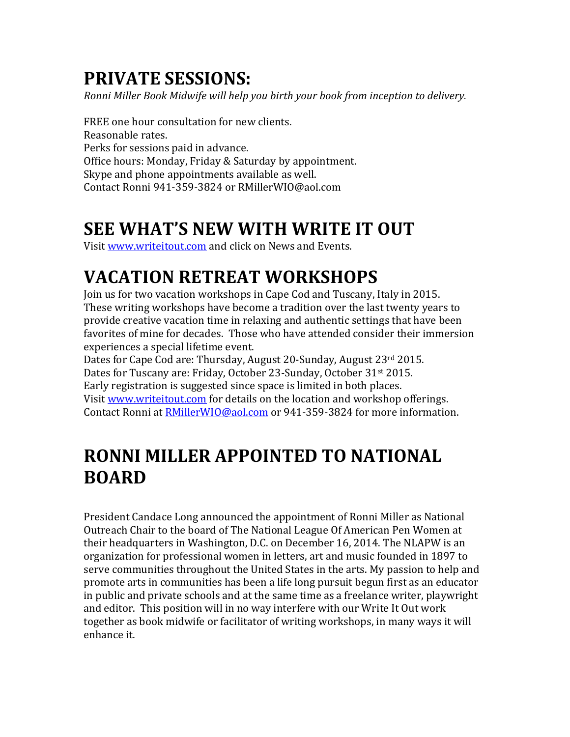# PRIVATE SESSIONS:

*Ronni Miller Book Midwife will help you birth your book from inception to delivery.*

FREE one hour consultation for new clients.
Reasonable rates.
Perks for sessions paid in advance.
Office hours: Monday, Friday & Saturday by appointment.
Skype and phone appointments available as well.
Contact Ronni 941-359-3824 or RMillerWIO@aol.com

# SEE WHAT'S NEW WITH WRITE IT OUT

Visit [www.writeitout.com](http://www.writeitout.com) and click on News and Events.

# VACATION RETREAT WORKSHOPS

Join us for two vacation workshops in Cape Cod and Tuscany, Italy in 2015. These writing workshops have become a tradition over the last twenty years to provide creative vacation time in relaxing and authentic settings that have been favorites of mine for decades. Those who have attended consider their immersion experiences a special lifetime event.
Dates for Cape Cod are: Thursday, August 20-Sunday, August 23rd 2015.
Dates for Tuscany are: Friday, October 23-Sunday, October 31st 2015.
Early registration is suggested since space is limited in both places.
Visit [www.writeitout.com](http://www.writeitout.com) for details on the location and workshop offerings.
Contact Ronni at [RMillerWIO@aol.com](mailto:RMillerWIO@aol.com) or 941-359-3824 for more information.

# RONNI MILLER APPOINTED TO NATIONAL BOARD

President Candace Long announced the appointment of Ronni Miller as National Outreach Chair to the board of The National League Of American Pen Women at their headquarters in Washington, D.C. on December 16, 2014. The NLAPW is an organization for professional women in letters, art and music founded in 1897 to serve communities throughout the United States in the arts. My passion to help and promote arts in communities has been a life long pursuit begun first as an educator in public and private schools and at the same time as a freelance writer, playwright and editor. This position will in no way interfere with our Write It Out work together as book midwife or facilitator of writing workshops, in many ways it will enhance it.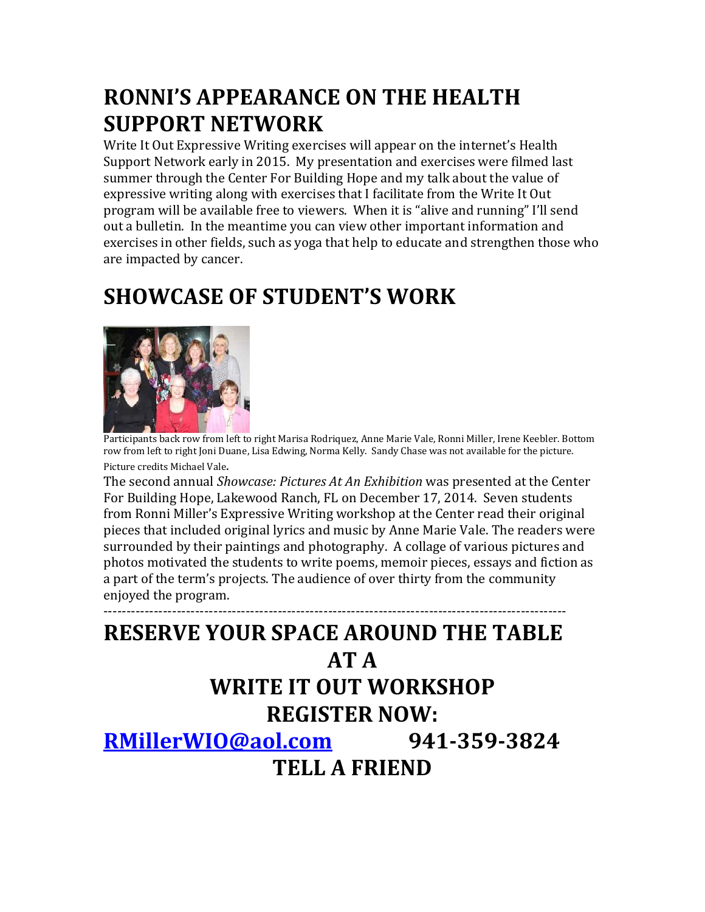## RONNI'S APPEARANCE ON THE HEALTH SUPPORT NETWORK

Write It Out Expressive Writing exercises will appear on the internet's Health Support Network early in 2015. My presentation and exercises were filmed last summer through the Center For Building Hope and my talk about the value of expressive writing along with exercises that I facilitate from the Write It Out program will be available free to viewers. When it is "alive and running" I'll send out a bulletin. In the meantime you can view other important information and exercises in other fields, such as yoga that help to educate and strengthen those who are impacted by cancer.

## SHOWCASE OF STUDENT'S WORK

Participants back row from left to right Marisa Rodriquez, Anne Marie Vale, Ronni Miller, Irene Keebler. Bottom row from left to right Joni Duane, Lisa Edwing, Norma Kelly. Sandy Chase was not available for the picture.

Picture credits Michael Vale.

The second annual *Showcase: Pictures At An Exhibition* was presented at the Center For Building Hope, Lakewood Ranch, FL on December 17, 2014. Seven students from Ronni Miller's Expressive Writing workshop at the Center read their original pieces that included original lyrics and music by Anne Marie Vale. The readers were surrounded by their paintings and photography. A collage of various pictures and photos motivated the students to write poems, memoir pieces, essays and fiction as a part of the term's projects. The audience of over thirty from the community enjoyed the program.

---

## RESERVE YOUR SPACE AROUND THE TABLE AT A WRITE IT OUT WORKSHOP

## REGISTER NOW:

## RMillerWIO@aol.com 941-359-3824

## TELL A FRIEND